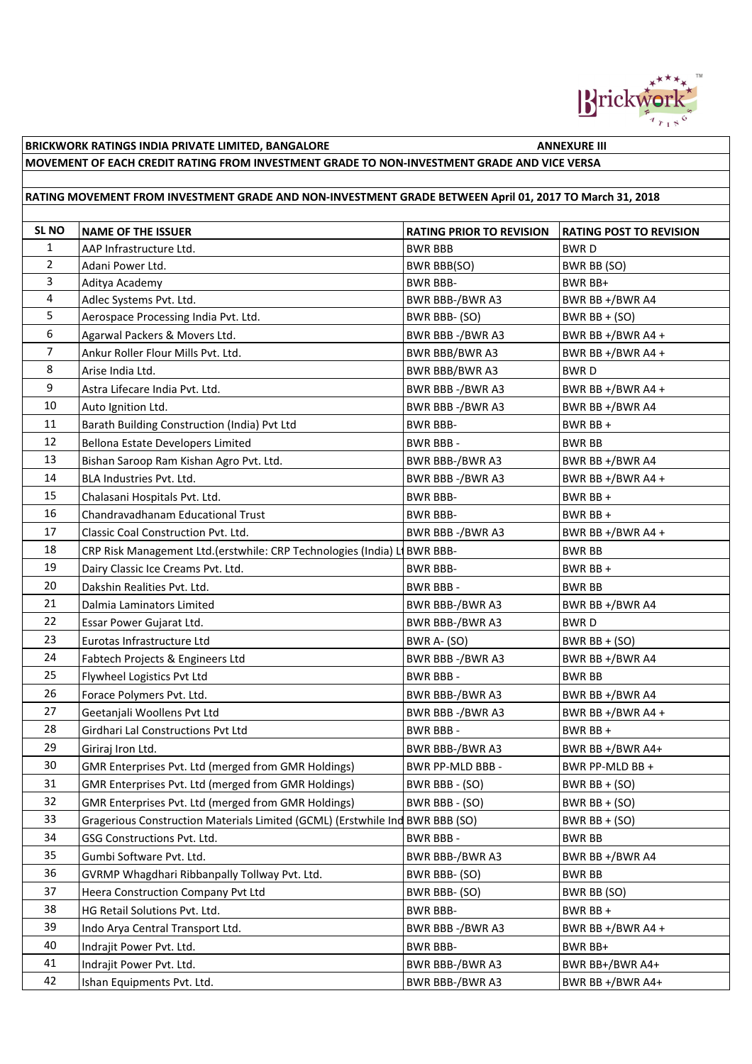**BRICKWORK RATINGS INDIA PRIVATE LIMITED, BANGALORE** **ANNEXURE III**

**MOVEMENT OF EACH CREDIT RATING FROM INVESTMENT GRADE TO NON-INVESTMENT GRADE AND VICE VERSA**

**RATING MOVEMENT FROM INVESTMENT GRADE AND NON-INVESTMENT GRADE BETWEEN April 01, 2017 TO March 31, 2018**

| SL NO | NAME OF THE ISSUER | RATING PRIOR TO REVISION | RATING POST TO REVISION |
|---|---|---|---|
| 1 | AAP Infrastructure Ltd. | BWR BBB | BWR D |
| 2 | Adani Power Ltd. | BWR BBB(SO) | BWR BB (SO) |
| 3 | Aditya Academy | BWR BBB- | BWR BB+ |
| 4 | Adlec Systems Pvt. Ltd. | BWR BBB-/BWR A3 | BWR BB +/BWR A4 |
| 5 | Aerospace Processing India Pvt. Ltd. | BWR BBB- (SO) | BWR BB + (SO) |
| 6 | Agarwal Packers & Movers Ltd. | BWR BBB -/BWR A3 | BWR BB +/BWR A4 + |
| 7 | Ankur Roller Flour Mills Pvt. Ltd. | BWR BBB/BWR A3 | BWR BB +/BWR A4 + |
| 8 | Arise India Ltd. | BWR BBB/BWR A3 | BWR D |
| 9 | Astra Lifecare India Pvt. Ltd. | BWR BBB -/BWR A3 | BWR BB +/BWR A4 + |
| 10 | Auto Ignition Ltd. | BWR BBB -/BWR A3 | BWR BB +/BWR A4 |
| 11 | Barath Building Construction (India) Pvt Ltd | BWR BBB- | BWR BB + |
| 12 | Bellona Estate Developers Limited | BWR BBB - | BWR BB |
| 13 | Bishan Saroop Ram Kishan Agro Pvt. Ltd. | BWR BBB-/BWR A3 | BWR BB +/BWR A4 |
| 14 | BLA Industries Pvt. Ltd. | BWR BBB -/BWR A3 | BWR BB +/BWR A4 + |
| 15 | Chalasani Hospitals Pvt. Ltd. | BWR BBB- | BWR BB + |
| 16 | Chandravadhanam Educational Trust | BWR BBB- | BWR BB + |
| 17 | Classic Coal Construction Pvt. Ltd. | BWR BBB -/BWR A3 | BWR BB +/BWR A4 + |
| 18 | CRP Risk Management Ltd.(erstwhile: CRP Technologies (India) Lt | BWR BBB- | BWR BB |
| 19 | Dairy Classic Ice Creams Pvt. Ltd. | BWR BBB- | BWR BB + |
| 20 | Dakshin Realities Pvt. Ltd. | BWR BBB - | BWR BB |
| 21 | Dalmia Laminators Limited | BWR BBB-/BWR A3 | BWR BB +/BWR A4 |
| 22 | Essar Power Gujarat Ltd. | BWR BBB-/BWR A3 | BWR D |
| 23 | Eurotas Infrastructure Ltd | BWR A- (SO) | BWR BB + (SO) |
| 24 | Fabtech Projects & Engineers Ltd | BWR BBB -/BWR A3 | BWR BB +/BWR A4 |
| 25 | Flywheel Logistics Pvt Ltd | BWR BBB - | BWR BB |
| 26 | Forace Polymers Pvt. Ltd. | BWR BBB-/BWR A3 | BWR BB +/BWR A4 |
| 27 | Geetanjali Woollens Pvt Ltd | BWR BBB -/BWR A3 | BWR BB +/BWR A4 + |
| 28 | Girdhari Lal Constructions Pvt Ltd | BWR BBB - | BWR BB + |
| 29 | Giriraj Iron Ltd. | BWR BBB-/BWR A3 | BWR BB +/BWR A4+ |
| 30 | GMR Enterprises Pvt. Ltd (merged from GMR Holdings) | BWR PP-MLD BBB - | BWR PP-MLD BB + |
| 31 | GMR Enterprises Pvt. Ltd (merged from GMR Holdings) | BWR BBB - (SO) | BWR BB + (SO) |
| 32 | GMR Enterprises Pvt. Ltd (merged from GMR Holdings) | BWR BBB - (SO) | BWR BB + (SO) |
| 33 | Gragerious Construction Materials Limited (GCML) (Erstwhile Ind | BWR BBB (SO) | BWR BB + (SO) |
| 34 | GSG Constructions Pvt. Ltd. | BWR BBB - | BWR BB |
| 35 | Gumbi Software Pvt. Ltd. | BWR BBB-/BWR A3 | BWR BB +/BWR A4 |
| 36 | GVRMP Whagdhari Ribbanpally Tollway Pvt. Ltd. | BWR BBB- (SO) | BWR BB |
| 37 | Heera Construction Company Pvt Ltd | BWR BBB- (SO) | BWR BB (SO) |
| 38 | HG Retail Solutions Pvt. Ltd. | BWR BBB- | BWR BB + |
| 39 | Indo Arya Central Transport Ltd. | BWR BBB -/BWR A3 | BWR BB +/BWR A4 + |
| 40 | Indrajit Power Pvt. Ltd. | BWR BBB- | BWR BB+ |
| 41 | Indrajit Power Pvt. Ltd. | BWR BBB-/BWR A3 | BWR BB+/BWR A4+ |
| 42 | Ishan Equipments Pvt. Ltd. | BWR BBB-/BWR A3 | BWR BB +/BWR A4+ |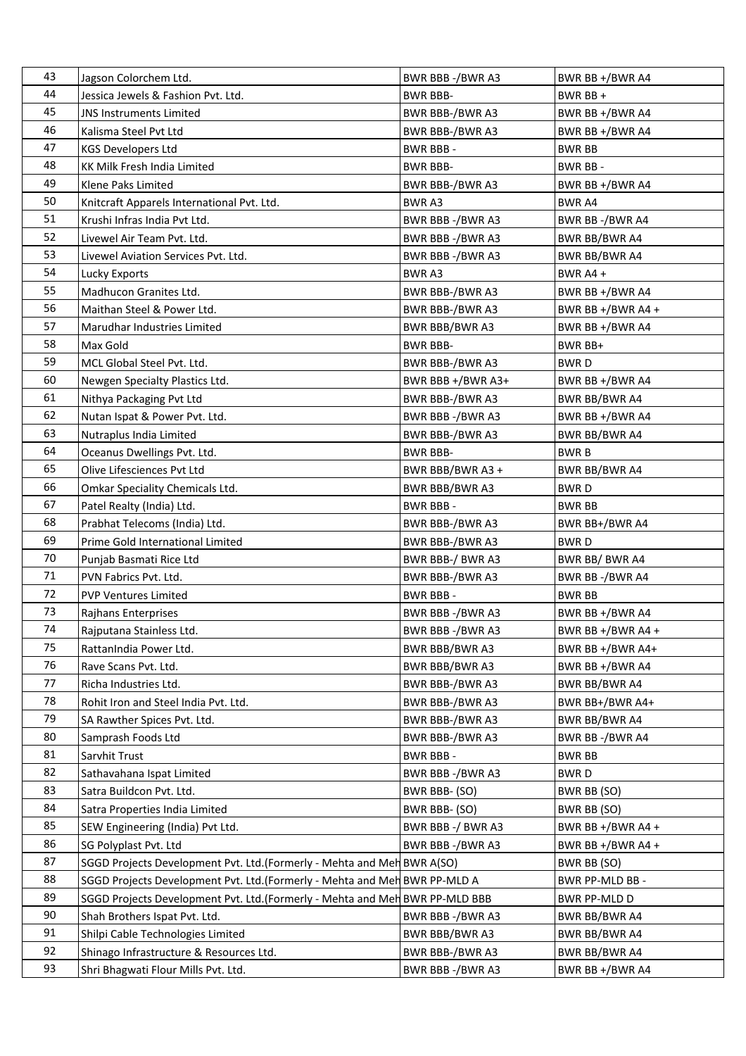| 43 | Jagson Colorchem Ltd. | BWR BBB -/BWR A3 | BWR BB +/BWR A4 |
|---|---|---|---|
| 44 | Jessica Jewels & Fashion Pvt. Ltd. | BWR BBB- | BWR BB + |
| 45 | JNS Instruments Limited | BWR BBB-/BWR A3 | BWR BB +/BWR A4 |
| 46 | Kalisma Steel Pvt Ltd | BWR BBB-/BWR A3 | BWR BB +/BWR A4 |
| 47 | KGS Developers Ltd | BWR BBB - | BWR BB |
| 48 | KK Milk Fresh India Limited | BWR BBB- | BWR BB - |
| 49 | Klene Paks Limited | BWR BBB-/BWR A3 | BWR BB +/BWR A4 |
| 50 | Knitcraft Apparels International Pvt. Ltd. | BWR A3 | BWR A4 |
| 51 | Krushi Infras India Pvt Ltd. | BWR BBB -/BWR A3 | BWR BB -/BWR A4 |
| 52 | Livewel Air Team Pvt. Ltd. | BWR BBB -/BWR A3 | BWR BB/BWR A4 |
| 53 | Livewel Aviation Services Pvt. Ltd. | BWR BBB -/BWR A3 | BWR BB/BWR A4 |
| 54 | Lucky Exports | BWR A3 | BWR A4 + |
| 55 | Madhucon Granites Ltd. | BWR BBB-/BWR A3 | BWR BB +/BWR A4 |
| 56 | Maithan Steel & Power Ltd. | BWR BBB-/BWR A3 | BWR BB +/BWR A4 + |
| 57 | Marudhar Industries Limited | BWR BBB/BWR A3 | BWR BB +/BWR A4 |
| 58 | Max Gold | BWR BBB- | BWR BB+ |
| 59 | MCL Global Steel Pvt. Ltd. | BWR BBB-/BWR A3 | BWR D |
| 60 | Newgen Specialty Plastics Ltd. | BWR BBB +/BWR A3+ | BWR BB +/BWR A4 |
| 61 | Nithya Packaging Pvt Ltd | BWR BBB-/BWR A3 | BWR BB/BWR A4 |
| 62 | Nutan Ispat & Power Pvt. Ltd. | BWR BBB -/BWR A3 | BWR BB +/BWR A4 |
| 63 | Nutraplus India Limited | BWR BBB-/BWR A3 | BWR BB/BWR A4 |
| 64 | Oceanus Dwellings Pvt. Ltd. | BWR BBB- | BWR B |
| 65 | Olive Lifesciences Pvt Ltd | BWR BBB/BWR A3 + | BWR BB/BWR A4 |
| 66 | Omkar Speciality Chemicals Ltd. | BWR BBB/BWR A3 | BWR D |
| 67 | Patel Realty (India) Ltd. | BWR BBB - | BWR BB |
| 68 | Prabhat Telecoms (India) Ltd. | BWR BBB-/BWR A3 | BWR BB+/BWR A4 |
| 69 | Prime Gold International Limited | BWR BBB-/BWR A3 | BWR D |
| 70 | Punjab Basmati Rice Ltd | BWR BBB-/ BWR A3 | BWR BB/ BWR A4 |
| 71 | PVN Fabrics Pvt. Ltd. | BWR BBB-/BWR A3 | BWR BB -/BWR A4 |
| 72 | PVP Ventures Limited | BWR BBB - | BWR BB |
| 73 | Rajhans Enterprises | BWR BBB -/BWR A3 | BWR BB +/BWR A4 |
| 74 | Rajputana Stainless Ltd. | BWR BBB -/BWR A3 | BWR BB +/BWR A4 + |
| 75 | RattanIndia Power Ltd. | BWR BBB/BWR A3 | BWR BB +/BWR A4+ |
| 76 | Rave Scans Pvt. Ltd. | BWR BBB/BWR A3 | BWR BB +/BWR A4 |
| 77 | Richa Industries Ltd. | BWR BBB-/BWR A3 | BWR BB/BWR A4 |
| 78 | Rohit Iron and Steel India Pvt. Ltd. | BWR BBB-/BWR A3 | BWR BB+/BWR A4+ |
| 79 | SA Rawther Spices Pvt. Ltd. | BWR BBB-/BWR A3 | BWR BB/BWR A4 |
| 80 | Samprash Foods Ltd | BWR BBB-/BWR A3 | BWR BB -/BWR A4 |
| 81 | Sarvhit Trust | BWR BBB - | BWR BB |
| 82 | Sathavahana Ispat Limited | BWR BBB -/BWR A3 | BWR D |
| 83 | Satra Buildcon Pvt. Ltd. | BWR BBB- (SO) | BWR BB (SO) |
| 84 | Satra Properties India Limited | BWR BBB- (SO) | BWR BB (SO) |
| 85 | SEW Engineering (India) Pvt Ltd. | BWR BBB -/ BWR A3 | BWR BB +/BWR A4 + |
| 86 | SG Polyplast Pvt. Ltd | BWR BBB -/BWR A3 | BWR BB +/BWR A4 + |
| 87 | SGGD Projects Development Pvt. Ltd.(Formerly - Mehta and Meh | BWR A(SO) | BWR BB (SO) |
| 88 | SGGD Projects Development Pvt. Ltd.(Formerly - Mehta and Meh | BWR PP-MLD A | BWR PP-MLD BB - |
| 89 | SGGD Projects Development Pvt. Ltd.(Formerly - Mehta and Meh | BWR PP-MLD BBB | BWR PP-MLD D |
| 90 | Shah Brothers Ispat Pvt. Ltd. | BWR BBB -/BWR A3 | BWR BB/BWR A4 |
| 91 | Shilpi Cable Technologies Limited | BWR BBB/BWR A3 | BWR BB/BWR A4 |
| 92 | Shinago Infrastructure & Resources Ltd. | BWR BBB-/BWR A3 | BWR BB/BWR A4 |
| 93 | Shri Bhagwati Flour Mills Pvt. Ltd. | BWR BBB -/BWR A3 | BWR BB +/BWR A4 |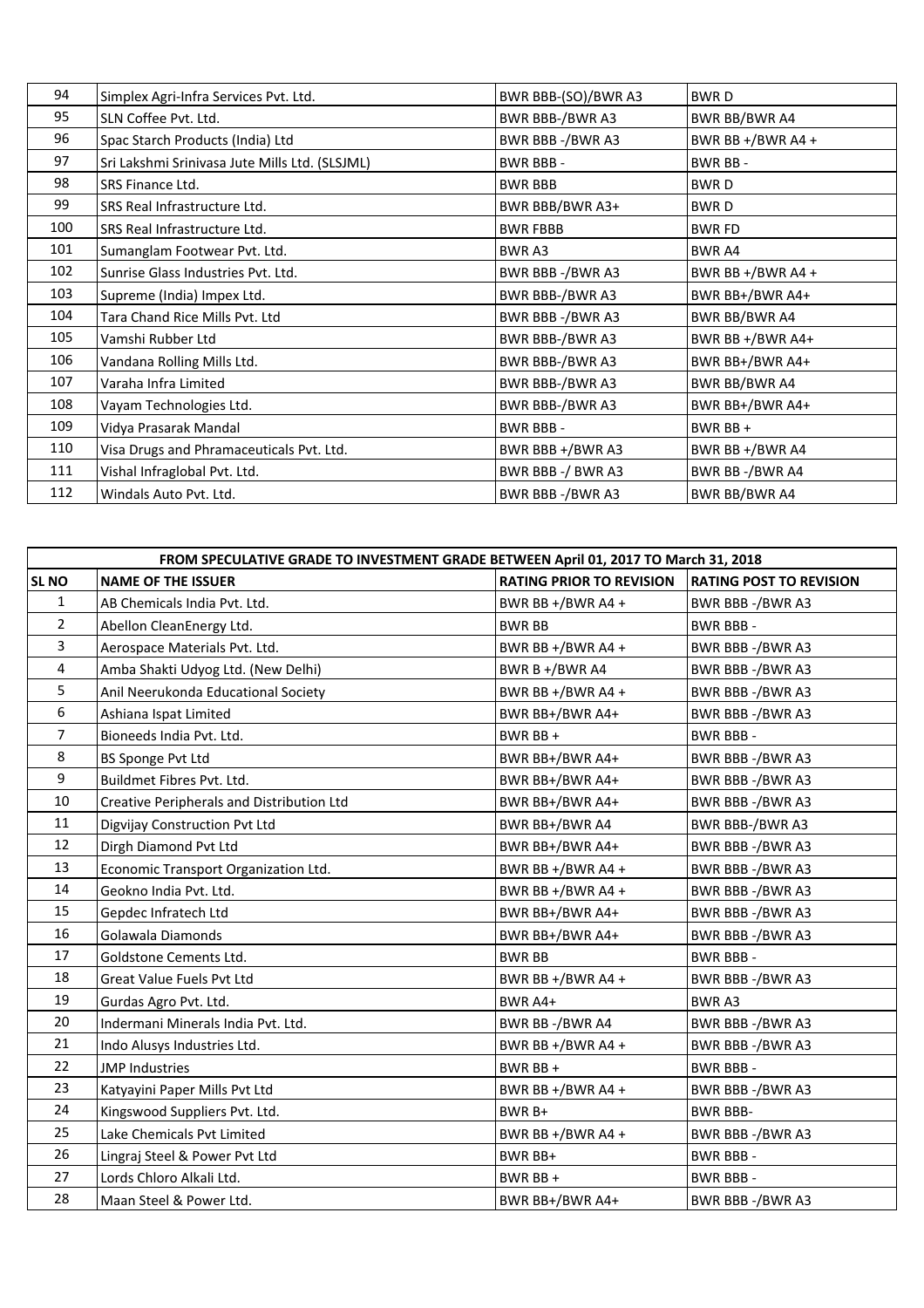| | | | |
|---|---|---|---|
| 94 | Simplex Agri-Infra Services Pvt. Ltd. | BWR BBB-(SO)/BWR A3 | BWR D |
| 95 | SLN Coffee Pvt. Ltd. | BWR BBB-/BWR A3 | BWR BB/BWR A4 |
| 96 | Spac Starch Products (India) Ltd | BWR BBB -/BWR A3 | BWR BB +/BWR A4 + |
| 97 | Sri Lakshmi Srinivasa Jute Mills Ltd. (SLSJML) | BWR BBB - | BWR BB - |
| 98 | SRS Finance Ltd. | BWR BBB | BWR D |
| 99 | SRS Real Infrastructure Ltd. | BWR BBB/BWR A3+ | BWR D |
| 100 | SRS Real Infrastructure Ltd. | BWR FBBB | BWR FD |
| 101 | Sumanglam Footwear Pvt. Ltd. | BWR A3 | BWR A4 |
| 102 | Sunrise Glass Industries Pvt. Ltd. | BWR BBB -/BWR A3 | BWR BB +/BWR A4 + |
| 103 | Supreme (India) Impex Ltd. | BWR BBB-/BWR A3 | BWR BB+/BWR A4+ |
| 104 | Tara Chand Rice Mills Pvt. Ltd | BWR BBB -/BWR A3 | BWR BB/BWR A4 |
| 105 | Vamshi Rubber Ltd | BWR BBB-/BWR A3 | BWR BB +/BWR A4+ |
| 106 | Vandana Rolling Mills Ltd. | BWR BBB-/BWR A3 | BWR BB+/BWR A4+ |
| 107 | Varaha Infra Limited | BWR BBB-/BWR A3 | BWR BB/BWR A4 |
| 108 | Vayam Technologies Ltd. | BWR BBB-/BWR A3 | BWR BB+/BWR A4+ |
| 109 | Vidya Prasarak Mandal | BWR BBB - | BWR BB + |
| 110 | Visa Drugs and Phramaceuticals Pvt. Ltd. | BWR BBB +/BWR A3 | BWR BB +/BWR A4 |
| 111 | Vishal Infraglobal Pvt. Ltd. | BWR BBB -/ BWR A3 | BWR BB -/BWR A4 |
| 112 | Windals Auto Pvt. Ltd. | BWR BBB -/BWR A3 | BWR BB/BWR A4 |

**FROM SPECULATIVE GRADE TO INVESTMENT GRADE BETWEEN April 01, 2017 TO March 31, 2018**

| SL NO | NAME OF THE ISSUER | RATING PRIOR TO REVISION | RATING POST TO REVISION |
|---|---|---|---|
| 1 | AB Chemicals India Pvt. Ltd. | BWR BB +/BWR A4 + | BWR BBB -/BWR A3 |
| 2 | Abellon CleanEnergy Ltd. | BWR BB | BWR BBB - |
| 3 | Aerospace Materials Pvt. Ltd. | BWR BB +/BWR A4 + | BWR BBB -/BWR A3 |
| 4 | Amba Shakti Udyog Ltd. (New Delhi) | BWR B +/BWR A4 | BWR BBB -/BWR A3 |
| 5 | Anil Neerukonda Educational Society | BWR BB +/BWR A4 + | BWR BBB -/BWR A3 |
| 6 | Ashiana Ispat Limited | BWR BB+/BWR A4+ | BWR BBB -/BWR A3 |
| 7 | Bioneeds India Pvt. Ltd. | BWR BB + | BWR BBB - |
| 8 | BS Sponge Pvt Ltd | BWR BB+/BWR A4+ | BWR BBB -/BWR A3 |
| 9 | Buildmet Fibres Pvt. Ltd. | BWR BB+/BWR A4+ | BWR BBB -/BWR A3 |
| 10 | Creative Peripherals and Distribution Ltd | BWR BB+/BWR A4+ | BWR BBB -/BWR A3 |
| 11 | Digvijay Construction Pvt Ltd | BWR BB+/BWR A4 | BWR BBB-/BWR A3 |
| 12 | Dirgh Diamond Pvt Ltd | BWR BB+/BWR A4+ | BWR BBB -/BWR A3 |
| 13 | Economic Transport Organization Ltd. | BWR BB +/BWR A4 + | BWR BBB -/BWR A3 |
| 14 | Geokno India Pvt. Ltd. | BWR BB +/BWR A4 + | BWR BBB -/BWR A3 |
| 15 | Gepdec Infratech Ltd | BWR BB+/BWR A4+ | BWR BBB -/BWR A3 |
| 16 | Golawala Diamonds | BWR BB+/BWR A4+ | BWR BBB -/BWR A3 |
| 17 | Goldstone Cements Ltd. | BWR BB | BWR BBB - |
| 18 | Great Value Fuels Pvt Ltd | BWR BB +/BWR A4 + | BWR BBB -/BWR A3 |
| 19 | Gurdas Agro Pvt. Ltd. | BWR A4+ | BWR A3 |
| 20 | Indermani Minerals India Pvt. Ltd. | BWR BB -/BWR A4 | BWR BBB -/BWR A3 |
| 21 | Indo Alusys Industries Ltd. | BWR BB +/BWR A4 + | BWR BBB -/BWR A3 |
| 22 | JMP Industries | BWR BB + | BWR BBB - |
| 23 | Katyayini Paper Mills Pvt Ltd | BWR BB +/BWR A4 + | BWR BBB -/BWR A3 |
| 24 | Kingswood Suppliers Pvt. Ltd. | BWR B+ | BWR BBB- |
| 25 | Lake Chemicals Pvt Limited | BWR BB +/BWR A4 + | BWR BBB -/BWR A3 |
| 26 | Lingraj Steel & Power Pvt Ltd | BWR BB+ | BWR BBB - |
| 27 | Lords Chloro Alkali Ltd. | BWR BB + | BWR BBB - |
| 28 | Maan Steel & Power Ltd. | BWR BB+/BWR A4+ | BWR BBB -/BWR A3 |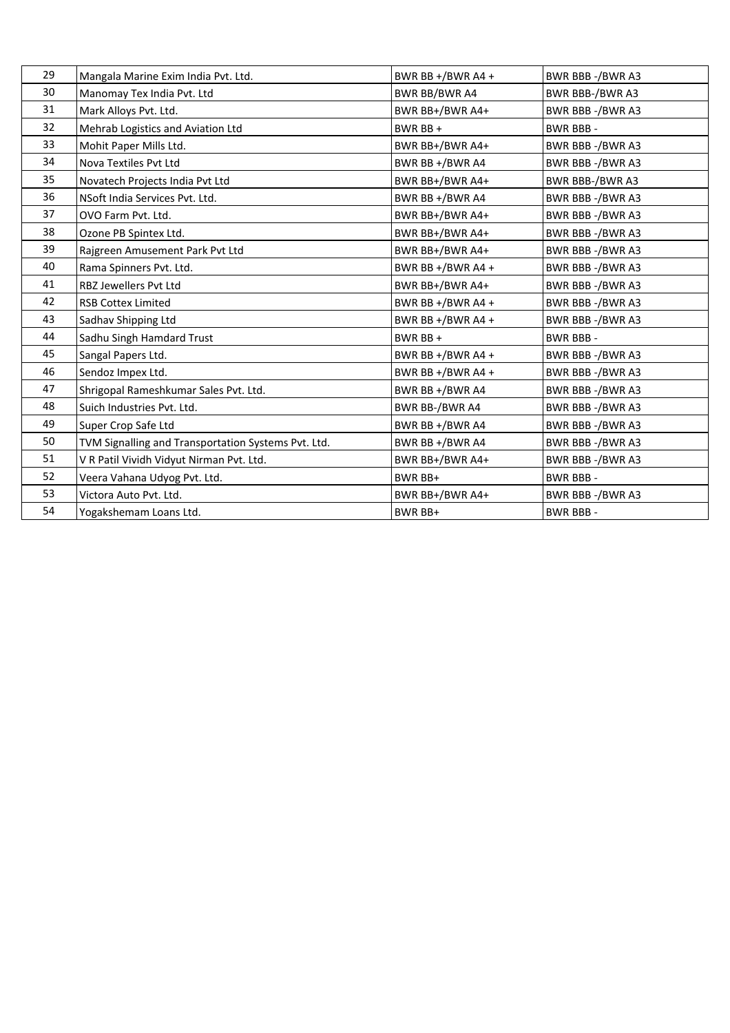| | | | |
|---|---|---|---|
| 29 | Mangala Marine Exim India Pvt. Ltd. | BWR BB +/BWR A4 + | BWR BBB -/BWR A3 |
| 30 | Manomay Tex India Pvt. Ltd | BWR BB/BWR A4 | BWR BBB-/BWR A3 |
| 31 | Mark Alloys Pvt. Ltd. | BWR BB+/BWR A4+ | BWR BBB -/BWR A3 |
| 32 | Mehrab Logistics and Aviation Ltd | BWR BB + | BWR BBB - |
| 33 | Mohit Paper Mills Ltd. | BWR BB+/BWR A4+ | BWR BBB -/BWR A3 |
| 34 | Nova Textiles Pvt Ltd | BWR BB +/BWR A4 | BWR BBB -/BWR A3 |
| 35 | Novatech Projects India Pvt Ltd | BWR BB+/BWR A4+ | BWR BBB-/BWR A3 |
| 36 | NSoft India Services Pvt. Ltd. | BWR BB +/BWR A4 | BWR BBB -/BWR A3 |
| 37 | OVO Farm Pvt. Ltd. | BWR BB+/BWR A4+ | BWR BBB -/BWR A3 |
| 38 | Ozone PB Spintex Ltd. | BWR BB+/BWR A4+ | BWR BBB -/BWR A3 |
| 39 | Rajgreen Amusement Park Pvt Ltd | BWR BB+/BWR A4+ | BWR BBB -/BWR A3 |
| 40 | Rama Spinners Pvt. Ltd. | BWR BB +/BWR A4 + | BWR BBB -/BWR A3 |
| 41 | RBZ Jewellers Pvt Ltd | BWR BB+/BWR A4+ | BWR BBB -/BWR A3 |
| 42 | RSB Cottex Limited | BWR BB +/BWR A4 + | BWR BBB -/BWR A3 |
| 43 | Sadhav Shipping Ltd | BWR BB +/BWR A4 + | BWR BBB -/BWR A3 |
| 44 | Sadhu Singh Hamdard Trust | BWR BB + | BWR BBB - |
| 45 | Sangal Papers Ltd. | BWR BB +/BWR A4 + | BWR BBB -/BWR A3 |
| 46 | Sendoz Impex Ltd. | BWR BB +/BWR A4 + | BWR BBB -/BWR A3 |
| 47 | Shrigopal Rameshkumar Sales Pvt. Ltd. | BWR BB +/BWR A4 | BWR BBB -/BWR A3 |
| 48 | Suich Industries Pvt. Ltd. | BWR BB-/BWR A4 | BWR BBB -/BWR A3 |
| 49 | Super Crop Safe Ltd | BWR BB +/BWR A4 | BWR BBB -/BWR A3 |
| 50 | TVM Signalling and Transportation Systems Pvt. Ltd. | BWR BB +/BWR A4 | BWR BBB -/BWR A3 |
| 51 | V R Patil Vividh Vidyut Nirman Pvt. Ltd. | BWR BB+/BWR A4+ | BWR BBB -/BWR A3 |
| 52 | Veera Vahana Udyog Pvt. Ltd. | BWR BB+ | BWR BBB - |
| 53 | Victora Auto Pvt. Ltd. | BWR BB+/BWR A4+ | BWR BBB -/BWR A3 |
| 54 | Yogakshemam Loans Ltd. | BWR BB+ | BWR BBB - |